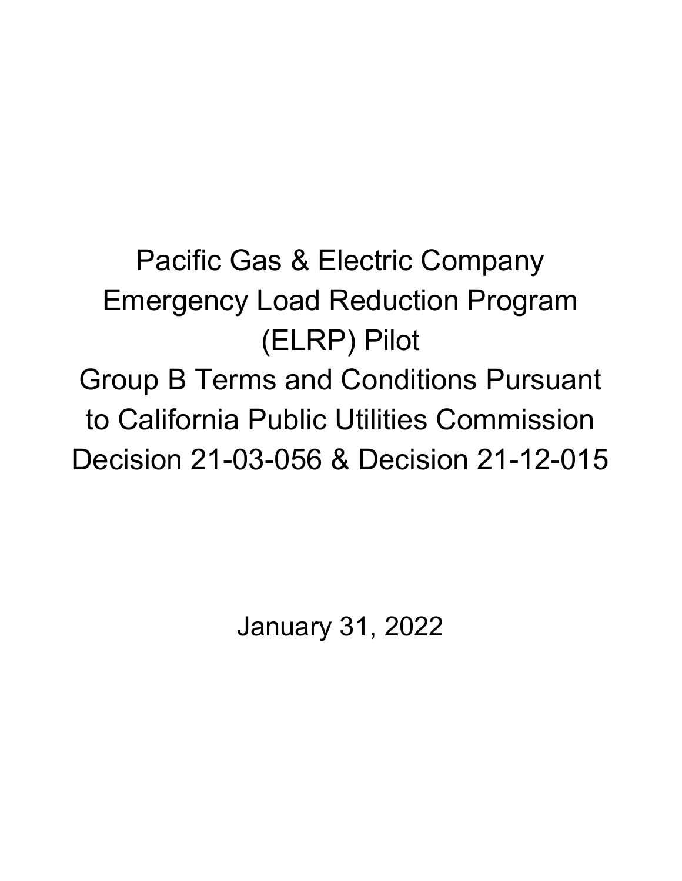# Pacific Gas & Electric Company Emergency Load Reduction Program (ELRP) Pilot Group B Terms and Conditions Pursuant to California Public Utilities Commission Decision 21-03-056 & Decision 21-12-015

January 31, 2022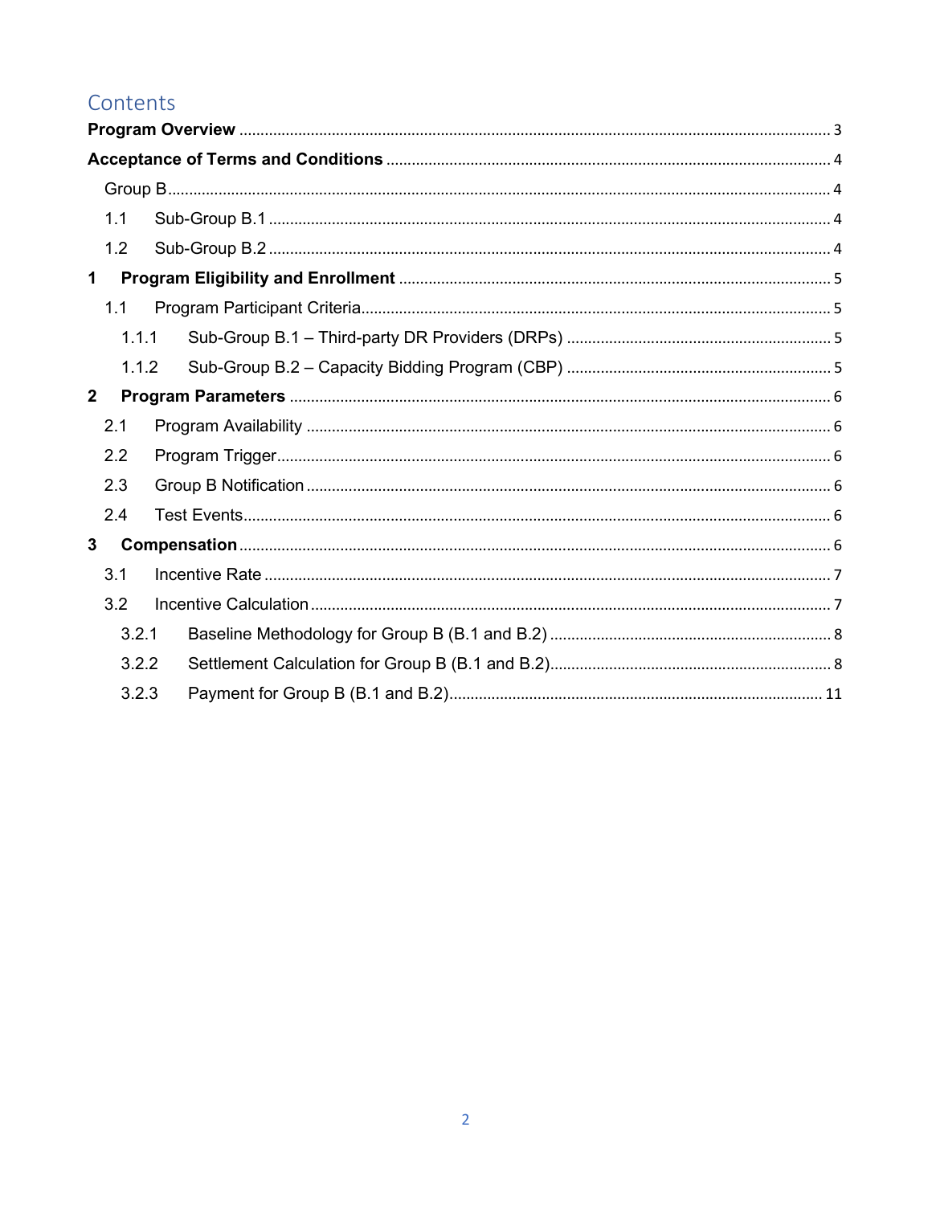# Contents

**Program Overview** .......... 3

**Acceptance of Terms and Conditions** .......... 4

Group B .......... 4

1.1 Sub-Group B.1 .......... 4

1.2 Sub-Group B.2 .......... 4

**1 Program Eligibility and Enrollment** .......... 5

1.1 Program Participant Criteria .......... 5

1.1.1 Sub-Group B.1 – Third-party DR Providers (DRPs) .......... 5

1.1.2 Sub-Group B.2 – Capacity Bidding Program (CBP) .......... 5

**2 Program Parameters** .......... 6

2.1 Program Availability .......... 6

2.2 Program Trigger .......... 6

2.3 Group B Notification .......... 6

2.4 Test Events .......... 6

**3 Compensation** .......... 6

3.1 Incentive Rate .......... 7

3.2 Incentive Calculation .......... 7

3.2.1 Baseline Methodology for Group B (B.1 and B.2) .......... 8

3.2.2 Settlement Calculation for Group B (B.1 and B.2) .......... 8

3.2.3 Payment for Group B (B.1 and B.2) .......... 11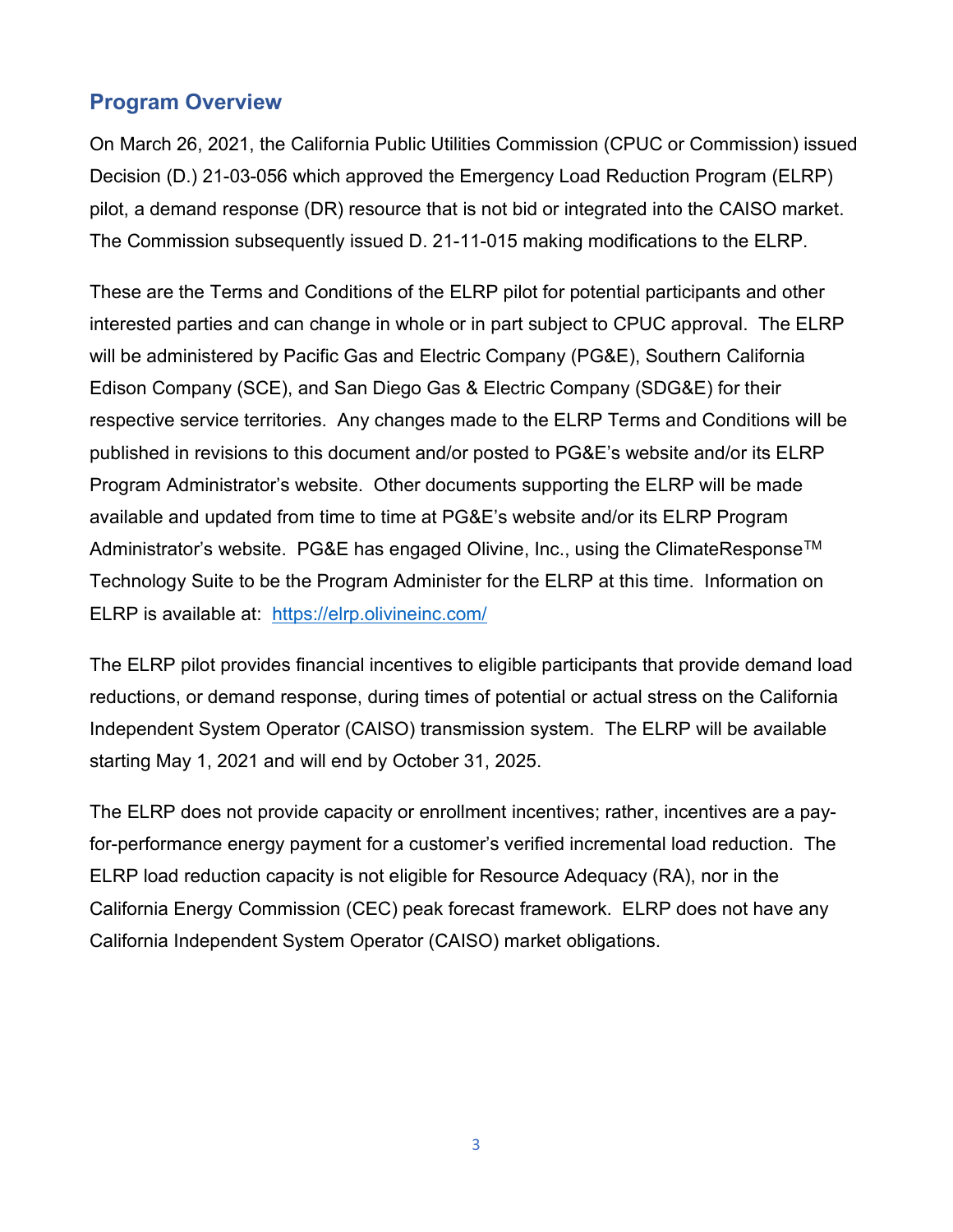## Program Overview

On March 26, 2021, the California Public Utilities Commission (CPUC or Commission) issued Decision (D.) 21-03-056 which approved the Emergency Load Reduction Program (ELRP) pilot, a demand response (DR) resource that is not bid or integrated into the CAISO market. The Commission subsequently issued D. 21-11-015 making modifications to the ELRP.

These are the Terms and Conditions of the ELRP pilot for potential participants and other interested parties and can change in whole or in part subject to CPUC approval. The ELRP will be administered by Pacific Gas and Electric Company (PG&E), Southern California Edison Company (SCE), and San Diego Gas & Electric Company (SDG&E) for their respective service territories. Any changes made to the ELRP Terms and Conditions will be published in revisions to this document and/or posted to PG&E's website and/or its ELRP Program Administrator's website. Other documents supporting the ELRP will be made available and updated from time to time at PG&E's website and/or its ELRP Program Administrator's website. PG&E has engaged Olivine, Inc., using the ClimateResponse™ Technology Suite to be the Program Administer for the ELRP at this time. Information on ELRP is available at: https://elrp.olivineinc.com/

The ELRP pilot provides financial incentives to eligible participants that provide demand load reductions, or demand response, during times of potential or actual stress on the California Independent System Operator (CAISO) transmission system. The ELRP will be available starting May 1, 2021 and will end by October 31, 2025.

The ELRP does not provide capacity or enrollment incentives; rather, incentives are a pay-for-performance energy payment for a customer's verified incremental load reduction. The ELRP load reduction capacity is not eligible for Resource Adequacy (RA), nor in the California Energy Commission (CEC) peak forecast framework. ELRP does not have any California Independent System Operator (CAISO) market obligations.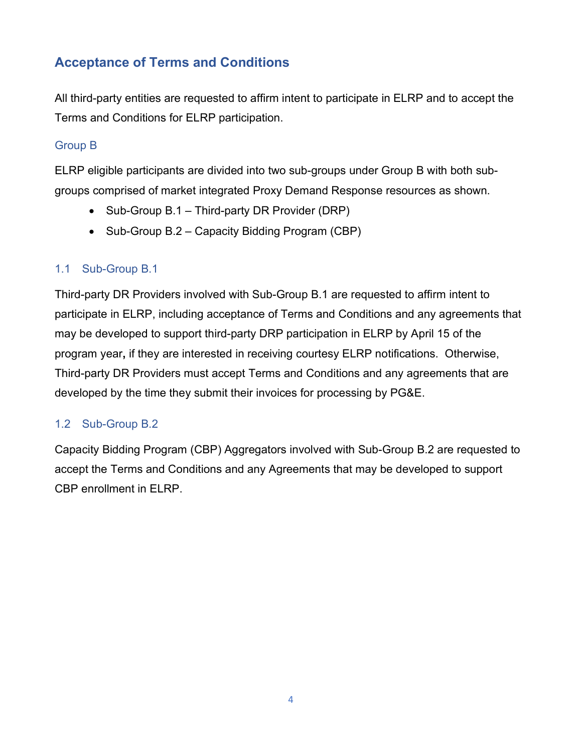## Acceptance of Terms and Conditions

All third-party entities are requested to affirm intent to participate in ELRP and to accept the Terms and Conditions for ELRP participation.

### Group B

ELRP eligible participants are divided into two sub-groups under Group B with both sub-groups comprised of market integrated Proxy Demand Response resources as shown.

- Sub-Group B.1 – Third-party DR Provider (DRP)
- Sub-Group B.2 – Capacity Bidding Program (CBP)

### 1.1 Sub-Group B.1

Third-party DR Providers involved with Sub-Group B.1 are requested to affirm intent to participate in ELRP, including acceptance of Terms and Conditions and any agreements that may be developed to support third-party DRP participation in ELRP by April 15 of the program year**,** if they are interested in receiving courtesy ELRP notifications. Otherwise, Third-party DR Providers must accept Terms and Conditions and any agreements that are developed by the time they submit their invoices for processing by PG&E.

### 1.2 Sub-Group B.2

Capacity Bidding Program (CBP) Aggregators involved with Sub-Group B.2 are requested to accept the Terms and Conditions and any Agreements that may be developed to support CBP enrollment in ELRP.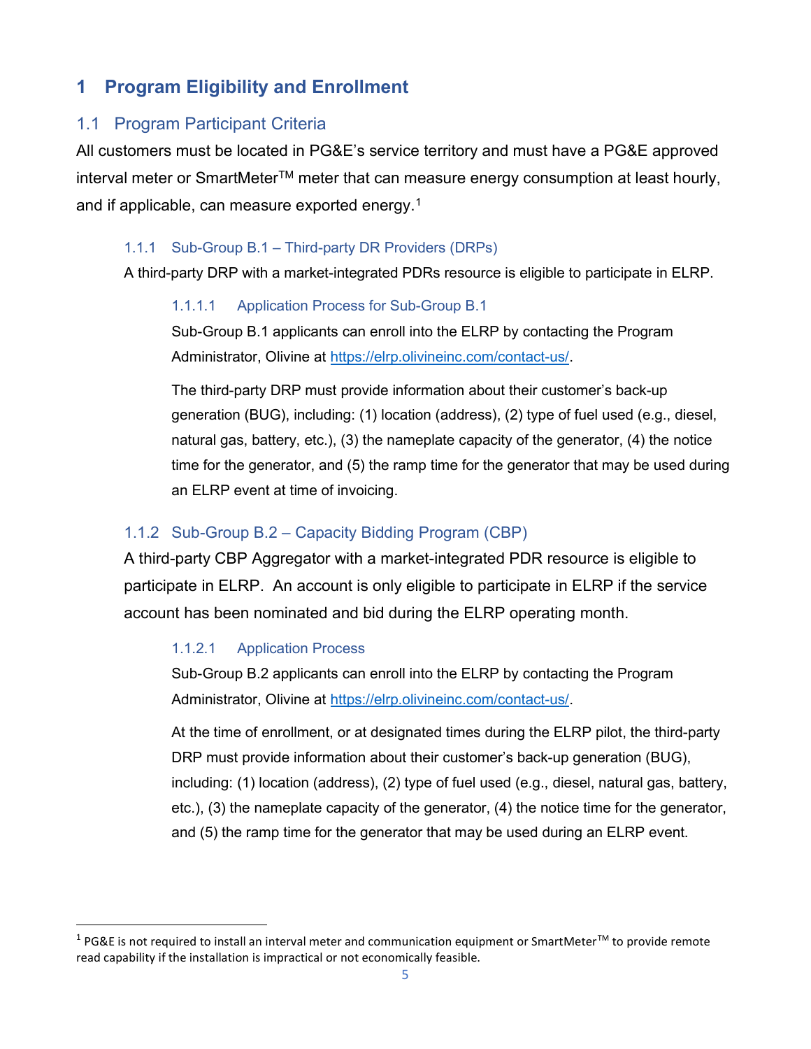# 1 Program Eligibility and Enrollment

## 1.1 Program Participant Criteria

All customers must be located in PG&E's service territory and must have a PG&E approved interval meter or SmartMeter™ meter that can measure energy consumption at least hourly, and if applicable, can measure exported energy.[1]

### 1.1.1 Sub-Group B.1 – Third-party DR Providers (DRPs)

A third-party DRP with a market-integrated PDRs resource is eligible to participate in ELRP.

#### 1.1.1.1 Application Process for Sub-Group B.1

Sub-Group B.1 applicants can enroll into the ELRP by contacting the Program Administrator, Olivine at https://elrp.olivineinc.com/contact-us/.

The third-party DRP must provide information about their customer's back-up generation (BUG), including: (1) location (address), (2) type of fuel used (e.g., diesel, natural gas, battery, etc.), (3) the nameplate capacity of the generator, (4) the notice time for the generator, and (5) the ramp time for the generator that may be used during an ELRP event at time of invoicing.

### 1.1.2 Sub-Group B.2 – Capacity Bidding Program (CBP)

A third-party CBP Aggregator with a market-integrated PDR resource is eligible to participate in ELRP. An account is only eligible to participate in ELRP if the service account has been nominated and bid during the ELRP operating month.

#### 1.1.2.1 Application Process

Sub-Group B.2 applicants can enroll into the ELRP by contacting the Program Administrator, Olivine at https://elrp.olivineinc.com/contact-us/.

At the time of enrollment, or at designated times during the ELRP pilot, the third-party DRP must provide information about their customer's back-up generation (BUG), including: (1) location (address), (2) type of fuel used (e.g., diesel, natural gas, battery, etc.), (3) the nameplate capacity of the generator, (4) the notice time for the generator, and (5) the ramp time for the generator that may be used during an ELRP event.

---

[1] PG&E is not required to install an interval meter and communication equipment or SmartMeter™ to provide remote read capability if the installation is impractical or not economically feasible.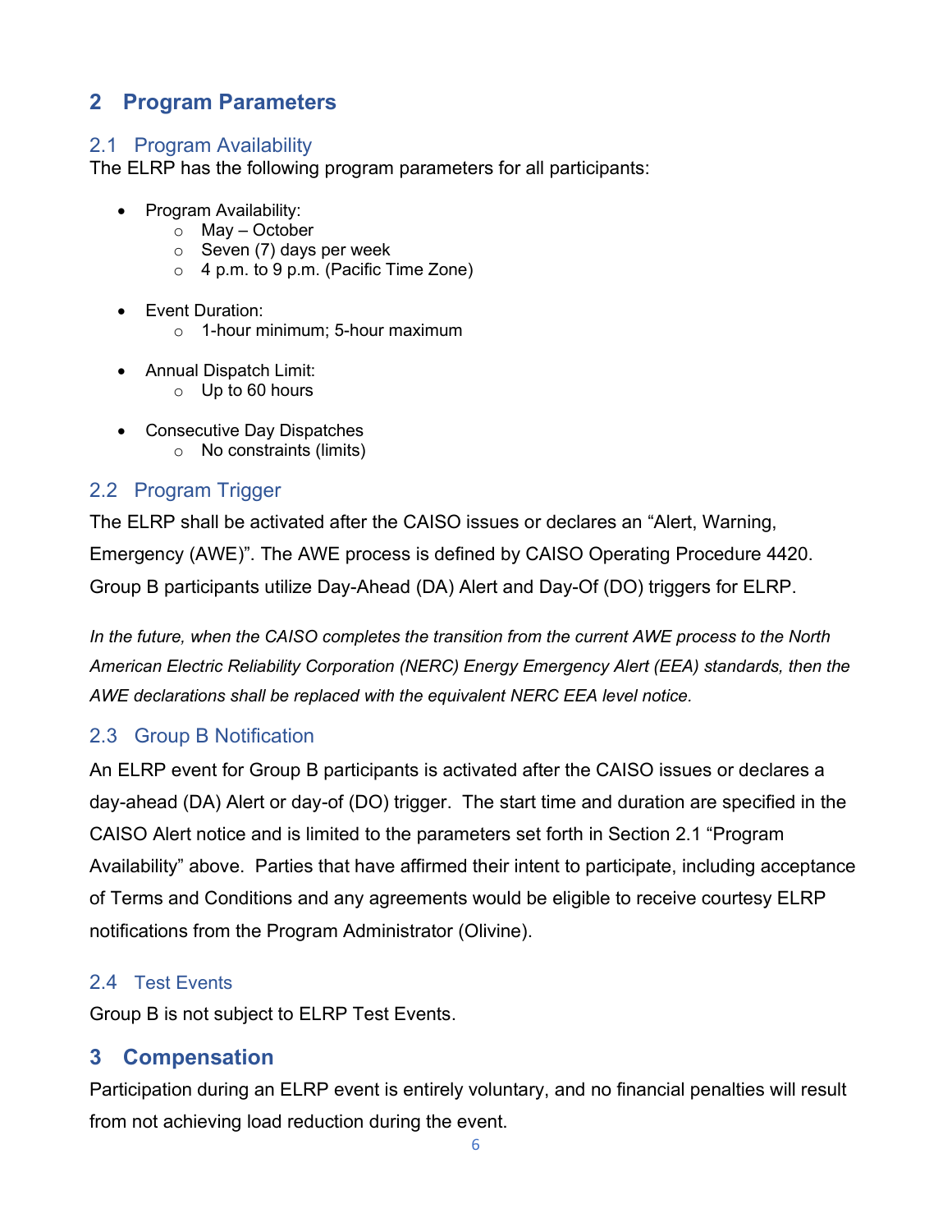# 2 Program Parameters

## 2.1 Program Availability

The ELRP has the following program parameters for all participants:

- Program Availability:
  - May – October
  - Seven (7) days per week
  - 4 p.m. to 9 p.m. (Pacific Time Zone)

- Event Duration:
  - 1-hour minimum; 5-hour maximum

- Annual Dispatch Limit:
  - Up to 60 hours

- Consecutive Day Dispatches
  - No constraints (limits)

## 2.2 Program Trigger

The ELRP shall be activated after the CAISO issues or declares an “Alert, Warning, Emergency (AWE)”. The AWE process is defined by CAISO Operating Procedure 4420. Group B participants utilize Day-Ahead (DA) Alert and Day-Of (DO) triggers for ELRP.

*In the future, when the CAISO completes the transition from the current AWE process to the North American Electric Reliability Corporation (NERC) Energy Emergency Alert (EEA) standards, then the AWE declarations shall be replaced with the equivalent NERC EEA level notice.*

## 2.3 Group B Notification

An ELRP event for Group B participants is activated after the CAISO issues or declares a day-ahead (DA) Alert or day-of (DO) trigger. The start time and duration are specified in the CAISO Alert notice and is limited to the parameters set forth in Section 2.1 “Program Availability” above. Parties that have affirmed their intent to participate, including acceptance of Terms and Conditions and any agreements would be eligible to receive courtesy ELRP notifications from the Program Administrator (Olivine).

## 2.4 Test Events

Group B is not subject to ELRP Test Events.

# 3 Compensation

Participation during an ELRP event is entirely voluntary, and no financial penalties will result from not achieving load reduction during the event.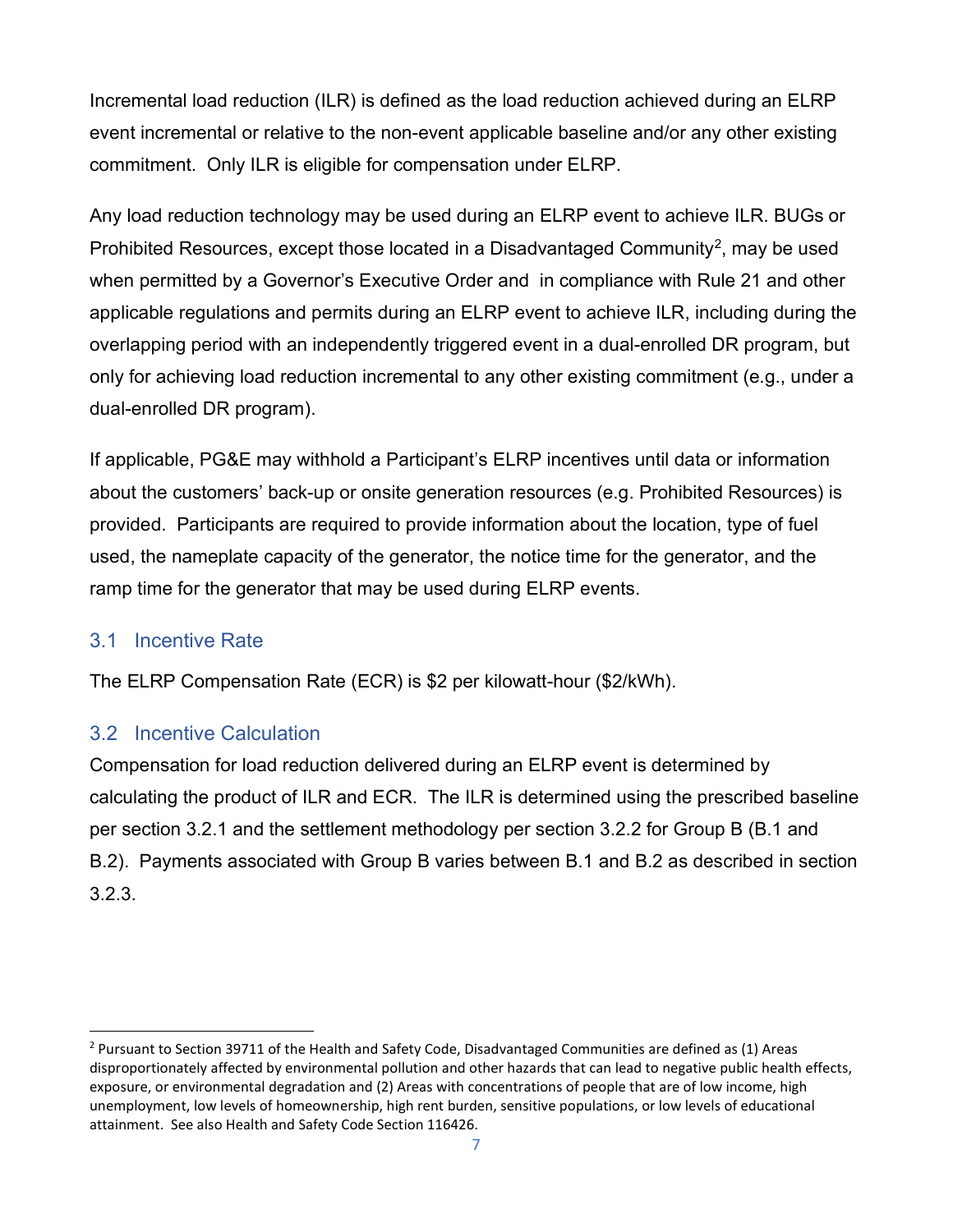Incremental load reduction (ILR) is defined as the load reduction achieved during an ELRP event incremental or relative to the non-event applicable baseline and/or any other existing commitment. Only ILR is eligible for compensation under ELRP.

Any load reduction technology may be used during an ELRP event to achieve ILR. BUGs or Prohibited Resources, except those located in a Disadvantaged Community[2], may be used when permitted by a Governor's Executive Order and in compliance with Rule 21 and other applicable regulations and permits during an ELRP event to achieve ILR, including during the overlapping period with an independently triggered event in a dual-enrolled DR program, but only for achieving load reduction incremental to any other existing commitment (e.g., under a dual-enrolled DR program).

If applicable, PG&E may withhold a Participant's ELRP incentives until data or information about the customers' back-up or onsite generation resources (e.g. Prohibited Resources) is provided. Participants are required to provide information about the location, type of fuel used, the nameplate capacity of the generator, the notice time for the generator, and the ramp time for the generator that may be used during ELRP events.

## 3.1 Incentive Rate

The ELRP Compensation Rate (ECR) is $2 per kilowatt-hour ($2/kWh).

## 3.2 Incentive Calculation

Compensation for load reduction delivered during an ELRP event is determined by calculating the product of ILR and ECR. The ILR is determined using the prescribed baseline per section 3.2.1 and the settlement methodology per section 3.2.2 for Group B (B.1 and B.2). Payments associated with Group B varies between B.1 and B.2 as described in section 3.2.3.

---

[2] Pursuant to Section 39711 of the Health and Safety Code, Disadvantaged Communities are defined as (1) Areas disproportionately affected by environmental pollution and other hazards that can lead to negative public health effects, exposure, or environmental degradation and (2) Areas with concentrations of people that are of low income, high unemployment, low levels of homeownership, high rent burden, sensitive populations, or low levels of educational attainment. See also Health and Safety Code Section 116426.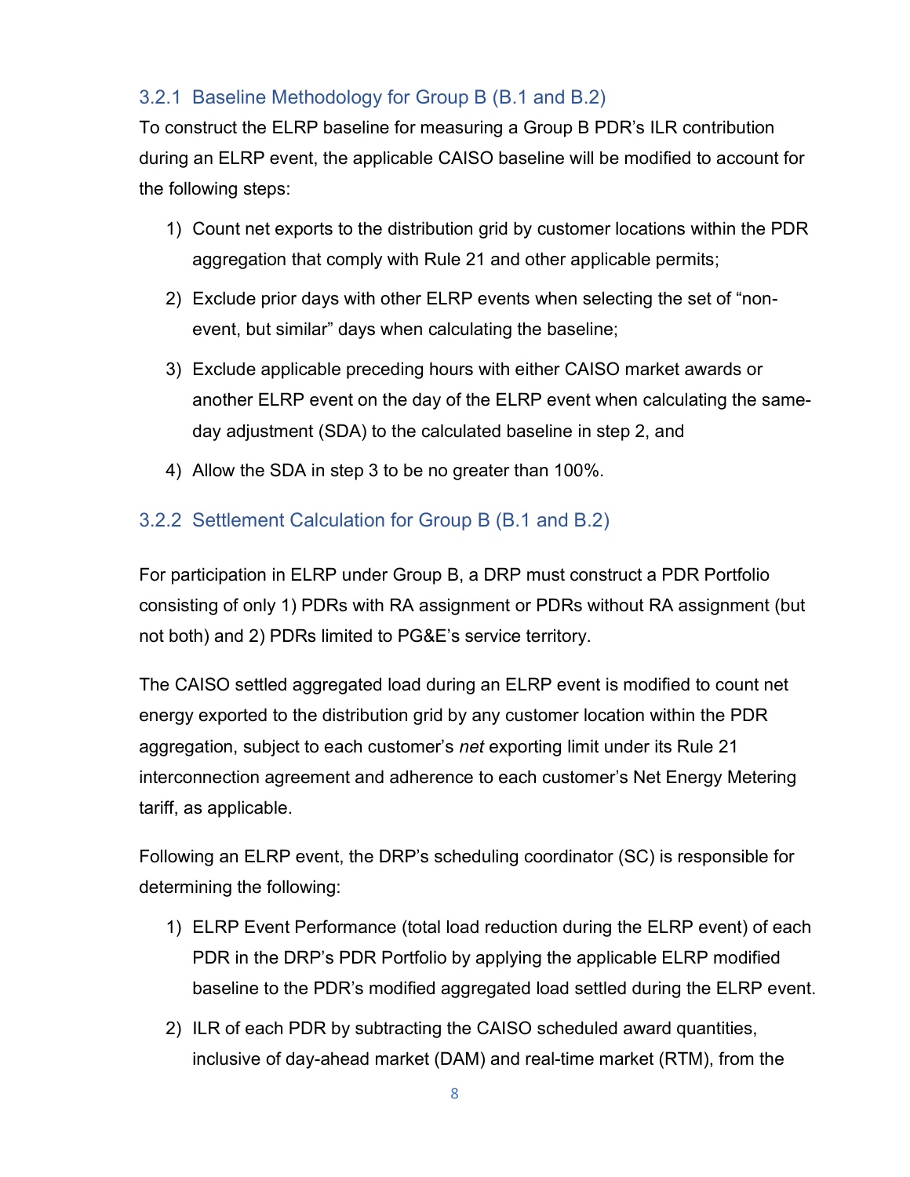### 3.2.1 Baseline Methodology for Group B (B.1 and B.2)

To construct the ELRP baseline for measuring a Group B PDR's ILR contribution during an ELRP event, the applicable CAISO baseline will be modified to account for the following steps:

1) Count net exports to the distribution grid by customer locations within the PDR aggregation that comply with Rule 21 and other applicable permits;
2) Exclude prior days with other ELRP events when selecting the set of "non-event, but similar" days when calculating the baseline;
3) Exclude applicable preceding hours with either CAISO market awards or another ELRP event on the day of the ELRP event when calculating the same-day adjustment (SDA) to the calculated baseline in step 2, and
4) Allow the SDA in step 3 to be no greater than 100%.

### 3.2.2 Settlement Calculation for Group B (B.1 and B.2)

For participation in ELRP under Group B, a DRP must construct a PDR Portfolio consisting of only 1) PDRs with RA assignment or PDRs without RA assignment (but not both) and 2) PDRs limited to PG&E's service territory.

The CAISO settled aggregated load during an ELRP event is modified to count net energy exported to the distribution grid by any customer location within the PDR aggregation, subject to each customer's *net* exporting limit under its Rule 21 interconnection agreement and adherence to each customer's Net Energy Metering tariff, as applicable.

Following an ELRP event, the DRP's scheduling coordinator (SC) is responsible for determining the following:

1) ELRP Event Performance (total load reduction during the ELRP event) of each PDR in the DRP's PDR Portfolio by applying the applicable ELRP modified baseline to the PDR's modified aggregated load settled during the ELRP event.
2) ILR of each PDR by subtracting the CAISO scheduled award quantities, inclusive of day-ahead market (DAM) and real-time market (RTM), from the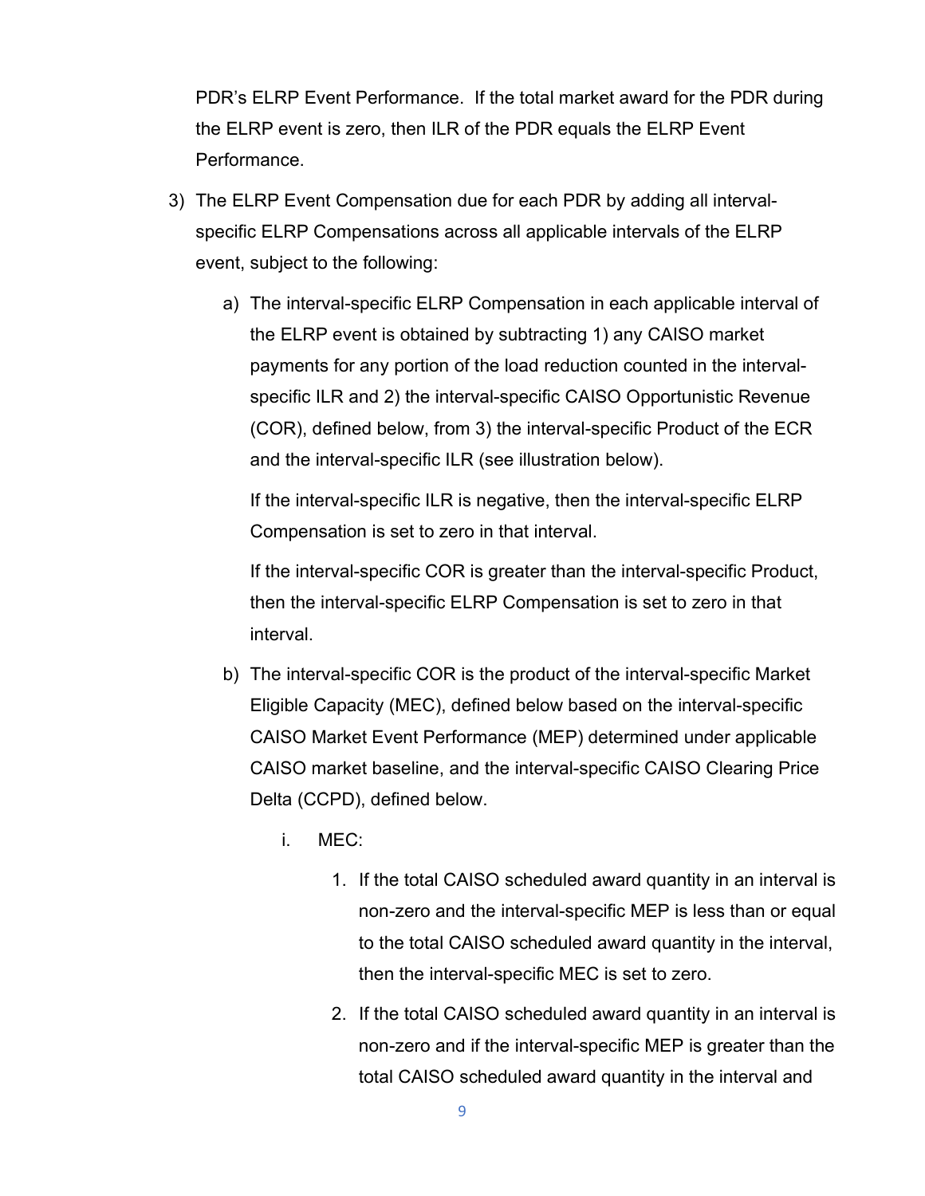PDR's ELRP Event Performance. If the total market award for the PDR during the ELRP event is zero, then ILR of the PDR equals the ELRP Event Performance.

3) The ELRP Event Compensation due for each PDR by adding all interval-specific ELRP Compensations across all applicable intervals of the ELRP event, subject to the following:

   a) The interval-specific ELRP Compensation in each applicable interval of the ELRP event is obtained by subtracting 1) any CAISO market payments for any portion of the load reduction counted in the interval-specific ILR and 2) the interval-specific CAISO Opportunistic Revenue (COR), defined below, from 3) the interval-specific Product of the ECR and the interval-specific ILR (see illustration below).

      If the interval-specific ILR is negative, then the interval-specific ELRP Compensation is set to zero in that interval.

      If the interval-specific COR is greater than the interval-specific Product, then the interval-specific ELRP Compensation is set to zero in that interval.

   b) The interval-specific COR is the product of the interval-specific Market Eligible Capacity (MEC), defined below based on the interval-specific CAISO Market Event Performance (MEP) determined under applicable CAISO market baseline, and the interval-specific CAISO Clearing Price Delta (CCPD), defined below.

      i. MEC:

         1. If the total CAISO scheduled award quantity in an interval is non-zero and the interval-specific MEP is less than or equal to the total CAISO scheduled award quantity in the interval, then the interval-specific MEC is set to zero.

         2. If the total CAISO scheduled award quantity in an interval is non-zero and if the interval-specific MEP is greater than the total CAISO scheduled award quantity in the interval and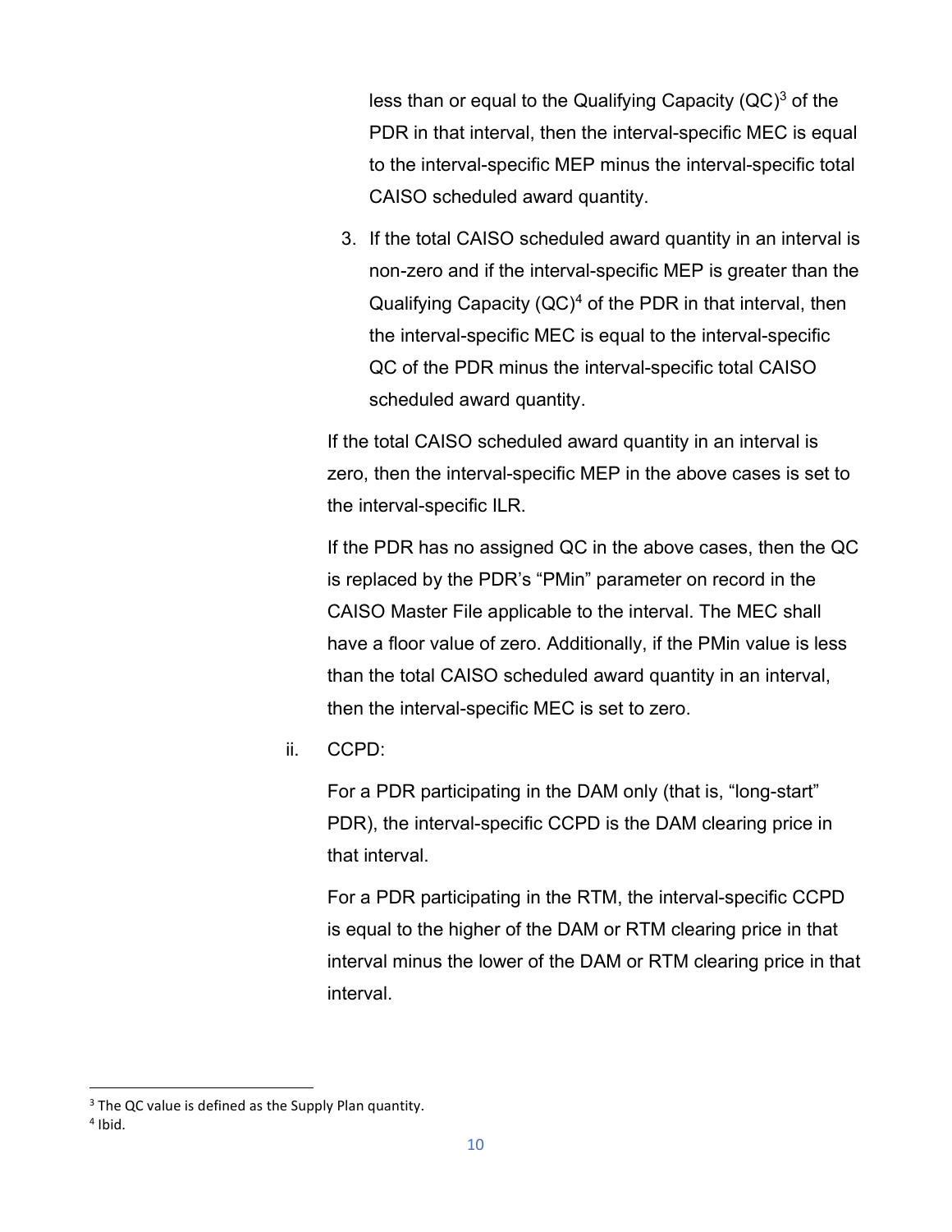less than or equal to the Qualifying Capacity (QC)[3] of the PDR in that interval, then the interval-specific MEC is equal to the interval-specific MEP minus the interval-specific total CAISO scheduled award quantity.

3. If the total CAISO scheduled award quantity in an interval is non-zero and if the interval-specific MEP is greater than the Qualifying Capacity (QC)[4] of the PDR in that interval, then the interval-specific MEC is equal to the interval-specific QC of the PDR minus the interval-specific total CAISO scheduled award quantity.

If the total CAISO scheduled award quantity in an interval is zero, then the interval-specific MEP in the above cases is set to the interval-specific ILR.

If the PDR has no assigned QC in the above cases, then the QC is replaced by the PDR's "PMin" parameter on record in the CAISO Master File applicable to the interval. The MEC shall have a floor value of zero. Additionally, if the PMin value is less than the total CAISO scheduled award quantity in an interval, then the interval-specific MEC is set to zero.

ii. CCPD:

For a PDR participating in the DAM only (that is, "long-start" PDR), the interval-specific CCPD is the DAM clearing price in that interval.

For a PDR participating in the RTM, the interval-specific CCPD is equal to the higher of the DAM or RTM clearing price in that interval minus the lower of the DAM or RTM clearing price in that interval.

---

[3] The QC value is defined as the Supply Plan quantity.

[4] Ibid.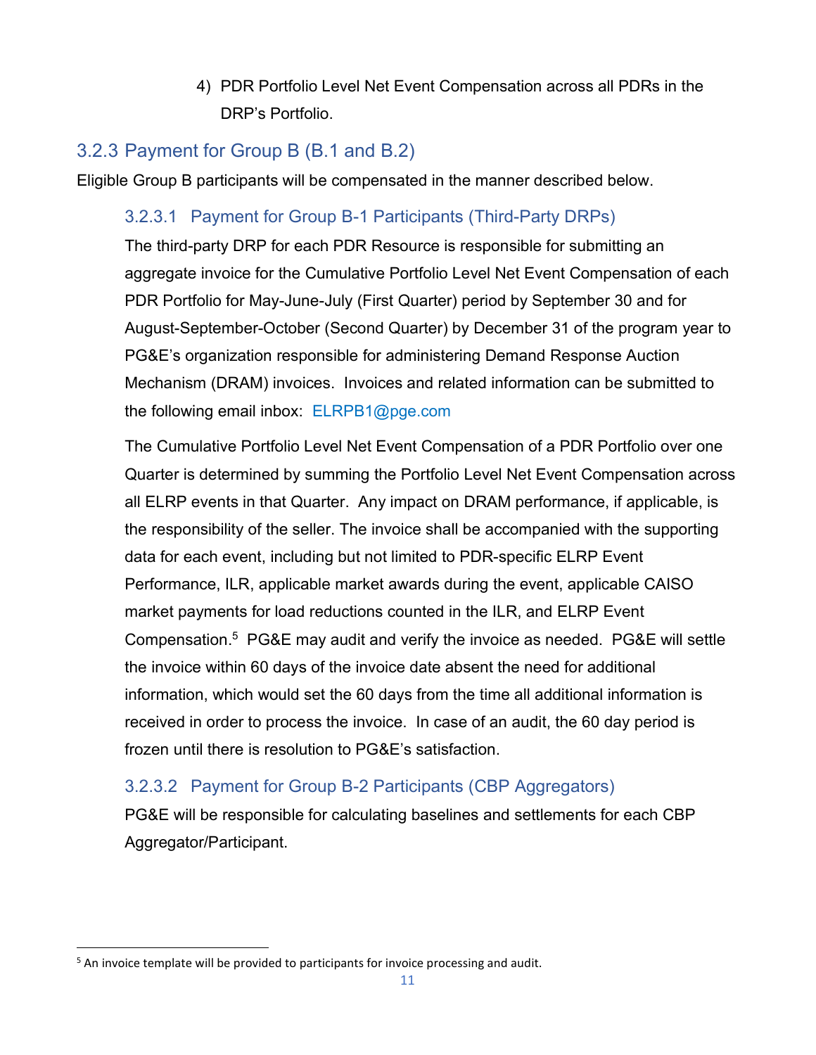4) PDR Portfolio Level Net Event Compensation across all PDRs in the DRP's Portfolio.

### 3.2.3 Payment for Group B (B.1 and B.2)

Eligible Group B participants will be compensated in the manner described below.

#### 3.2.3.1 Payment for Group B-1 Participants (Third-Party DRPs)

The third-party DRP for each PDR Resource is responsible for submitting an aggregate invoice for the Cumulative Portfolio Level Net Event Compensation of each PDR Portfolio for May-June-July (First Quarter) period by September 30 and for August-September-October (Second Quarter) by December 31 of the program year to PG&E's organization responsible for administering Demand Response Auction Mechanism (DRAM) invoices. Invoices and related information can be submitted to the following email inbox: ELRPB1@pge.com

The Cumulative Portfolio Level Net Event Compensation of a PDR Portfolio over one Quarter is determined by summing the Portfolio Level Net Event Compensation across all ELRP events in that Quarter. Any impact on DRAM performance, if applicable, is the responsibility of the seller. The invoice shall be accompanied with the supporting data for each event, including but not limited to PDR-specific ELRP Event Performance, ILR, applicable market awards during the event, applicable CAISO market payments for load reductions counted in the ILR, and ELRP Event Compensation.[5] PG&E may audit and verify the invoice as needed. PG&E will settle the invoice within 60 days of the invoice date absent the need for additional information, which would set the 60 days from the time all additional information is received in order to process the invoice. In case of an audit, the 60 day period is frozen until there is resolution to PG&E's satisfaction.

#### 3.2.3.2 Payment for Group B-2 Participants (CBP Aggregators)

PG&E will be responsible for calculating baselines and settlements for each CBP Aggregator/Participant.

[5] An invoice template will be provided to participants for invoice processing and audit.